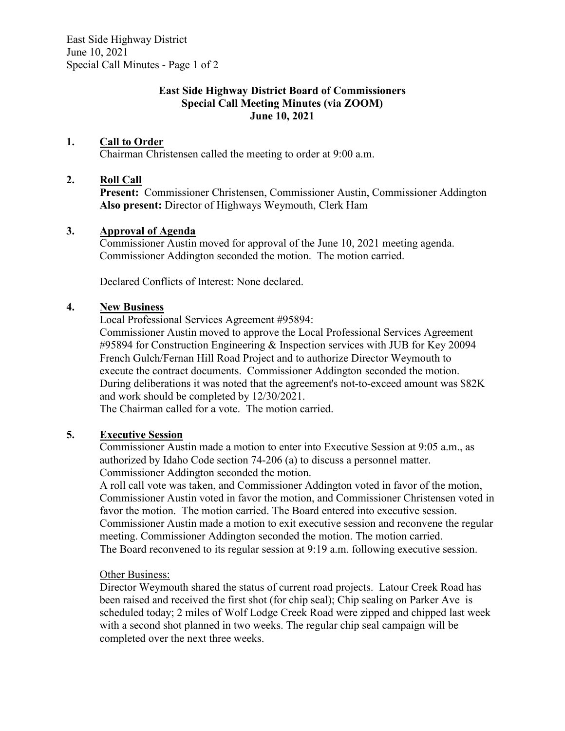# East Side Highway District Board of Commissioners
## Special Call Meeting Minutes (via ZOOM)
## June 10, 2021

**1. Call to Order**

Chairman Christensen called the meeting to order at 9:00 a.m.

**2. Roll Call**

**Present:** Commissioner Christensen, Commissioner Austin, Commissioner Addington
**Also present:** Director of Highways Weymouth, Clerk Ham

**3. Approval of Agenda**

Commissioner Austin moved for approval of the June 10, 2021 meeting agenda. Commissioner Addington seconded the motion. The motion carried.

Declared Conflicts of Interest: None declared.

**4. New Business**

Local Professional Services Agreement #95894:
Commissioner Austin moved to approve the Local Professional Services Agreement #95894 for Construction Engineering & Inspection services with JUB for Key 20094 French Gulch/Fernan Hill Road Project and to authorize Director Weymouth to execute the contract documents. Commissioner Addington seconded the motion. During deliberations it was noted that the agreement's not-to-exceed amount was $82K and work should be completed by 12/30/2021.
The Chairman called for a vote. The motion carried.

**5. Executive Session**

Commissioner Austin made a motion to enter into Executive Session at 9:05 a.m., as authorized by Idaho Code section 74-206 (a) to discuss a personnel matter. Commissioner Addington seconded the motion.
A roll call vote was taken, and Commissioner Addington voted in favor of the motion, Commissioner Austin voted in favor the motion, and Commissioner Christensen voted in favor the motion. The motion carried. The Board entered into executive session.
Commissioner Austin made a motion to exit executive session and reconvene the regular meeting. Commissioner Addington seconded the motion. The motion carried.
The Board reconvened to its regular session at 9:19 a.m. following executive session.

Other Business:
Director Weymouth shared the status of current road projects. Latour Creek Road has been raised and received the first shot (for chip seal); Chip sealing on Parker Ave is scheduled today; 2 miles of Wolf Lodge Creek Road were zipped and chipped last week with a second shot planned in two weeks. The regular chip seal campaign will be completed over the next three weeks.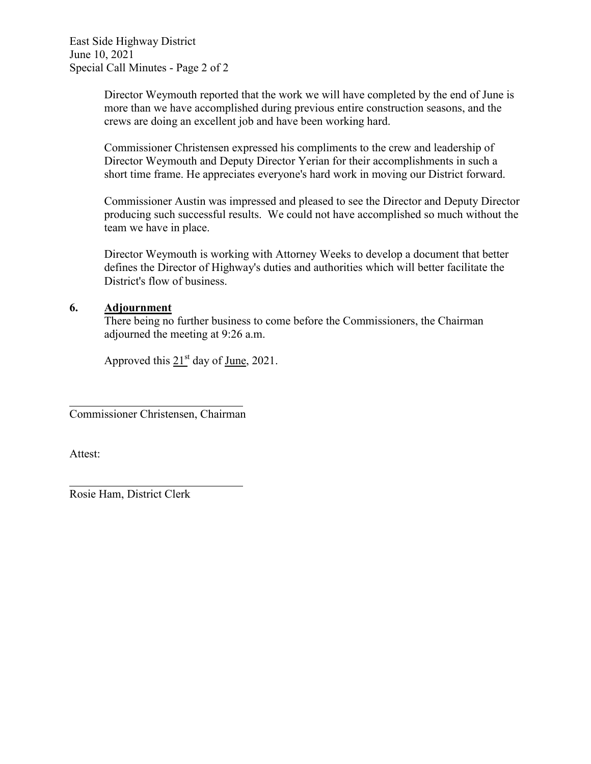Director Weymouth reported that the work we will have completed by the end of June is more than we have accomplished during previous entire construction seasons, and the crews are doing an excellent job and have been working hard.

Commissioner Christensen expressed his compliments to the crew and leadership of Director Weymouth and Deputy Director Yerian for their accomplishments in such a short time frame. He appreciates everyone's hard work in moving our District forward.

Commissioner Austin was impressed and pleased to see the Director and Deputy Director producing such successful results. We could not have accomplished so much without the team we have in place.

Director Weymouth is working with Attorney Weeks to develop a document that better defines the Director of Highway's duties and authorities which will better facilitate the District's flow of business.

## 6. Adjournment

There being no further business to come before the Commissioners, the Chairman adjourned the meeting at 9:26 a.m.

Approved this 21st day of June, 2021.

\_\_\_\_\_\_\_\_\_\_\_\_\_\_\_\_\_\_\_\_\_\_\_\_\_\_\_\_\_\_\_\_
Commissioner Christensen, Chairman

Attest:

\_\_\_\_\_\_\_\_\_\_\_\_\_\_\_\_\_\_\_\_\_\_\_\_\_\_\_\_\_\_\_\_
Rosie Ham, District Clerk